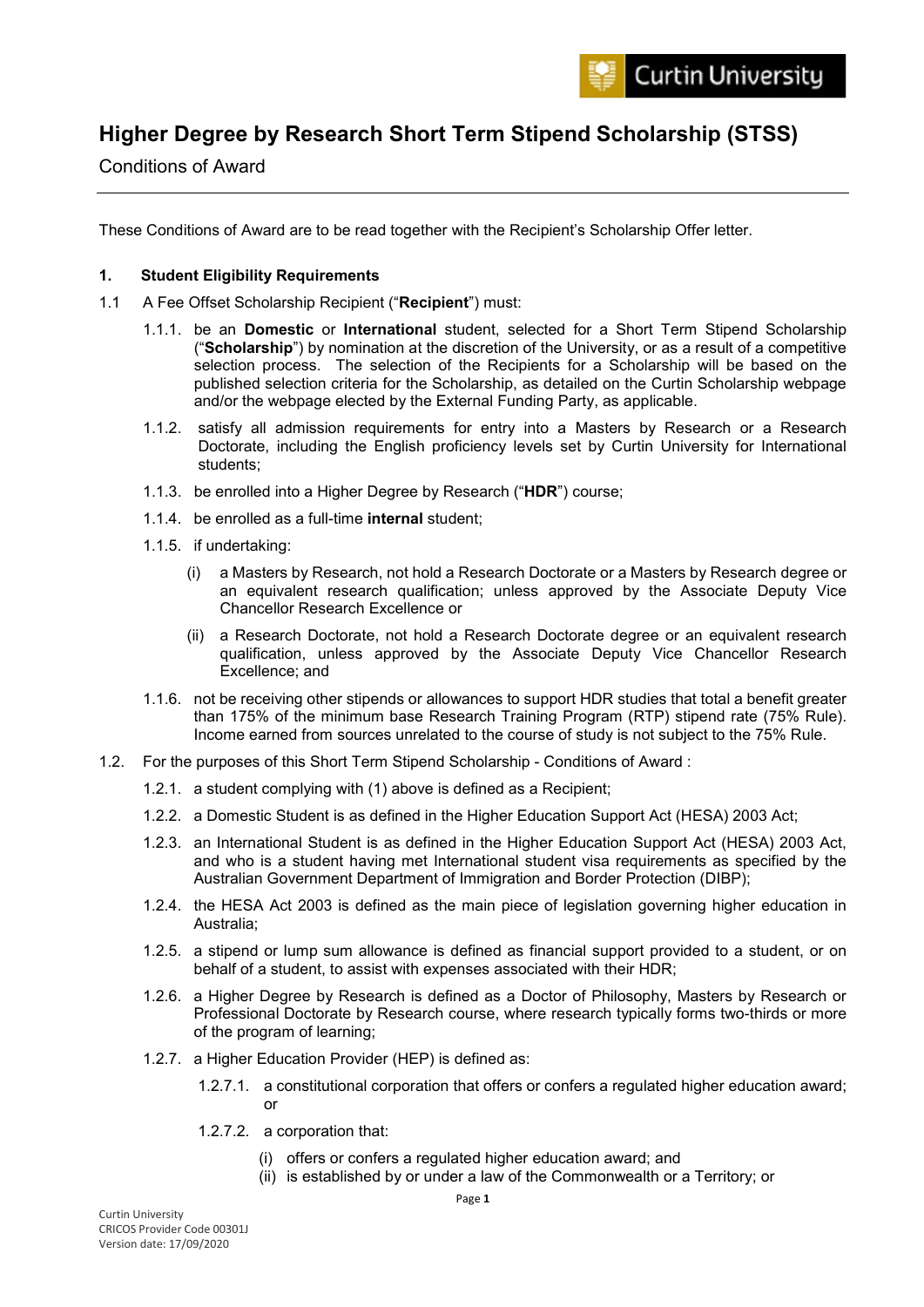# Higher Degree by Research Short Term Stipend Scholarship (STSS)

Conditions of Award

These Conditions of Award are to be read together with the Recipient's Scholarship Offer letter.

**1. Student Eligibility Requirements**

1.1 A Fee Offset Scholarship Recipient ("**Recipient**") must:

1.1.1. be an **Domestic** or **International** student, selected for a Short Term Stipend Scholarship ("**Scholarship**") by nomination at the discretion of the University, or as a result of a competitive selection process. The selection of the Recipients for a Scholarship will be based on the published selection criteria for the Scholarship, as detailed on the Curtin Scholarship webpage and/or the webpage elected by the External Funding Party, as applicable.

1.1.2. satisfy all admission requirements for entry into a Masters by Research or a Research Doctorate, including the English proficiency levels set by Curtin University for International students;

1.1.3. be enrolled into a Higher Degree by Research ("**HDR**") course;

1.1.4. be enrolled as a full-time **internal** student;

1.1.5. if undertaking:

(i) a Masters by Research, not hold a Research Doctorate or a Masters by Research degree or an equivalent research qualification; unless approved by the Associate Deputy Vice Chancellor Research Excellence or

(ii) a Research Doctorate, not hold a Research Doctorate degree or an equivalent research qualification, unless approved by the Associate Deputy Vice Chancellor Research Excellence; and

1.1.6. not be receiving other stipends or allowances to support HDR studies that total a benefit greater than 175% of the minimum base Research Training Program (RTP) stipend rate (75% Rule). Income earned from sources unrelated to the course of study is not subject to the 75% Rule.

1.2. For the purposes of this Short Term Stipend Scholarship - Conditions of Award :

1.2.1. a student complying with (1) above is defined as a Recipient;

1.2.2. a Domestic Student is as defined in the Higher Education Support Act (HESA) 2003 Act;

1.2.3. an International Student is as defined in the Higher Education Support Act (HESA) 2003 Act, and who is a student having met International student visa requirements as specified by the Australian Government Department of Immigration and Border Protection (DIBP);

1.2.4. the HESA Act 2003 is defined as the main piece of legislation governing higher education in Australia;

1.2.5. a stipend or lump sum allowance is defined as financial support provided to a student, or on behalf of a student, to assist with expenses associated with their HDR;

1.2.6. a Higher Degree by Research is defined as a Doctor of Philosophy, Masters by Research or Professional Doctorate by Research course, where research typically forms two-thirds or more of the program of learning;

1.2.7. a Higher Education Provider (HEP) is defined as:

1.2.7.1. a constitutional corporation that offers or confers a regulated higher education award; or

1.2.7.2. a corporation that:

(i) offers or confers a regulated higher education award; and
(ii) is established by or under a law of the Commonwealth or a Territory; or

Curtin University
CRICOS Provider Code 00301J
Version date: 17/09/2020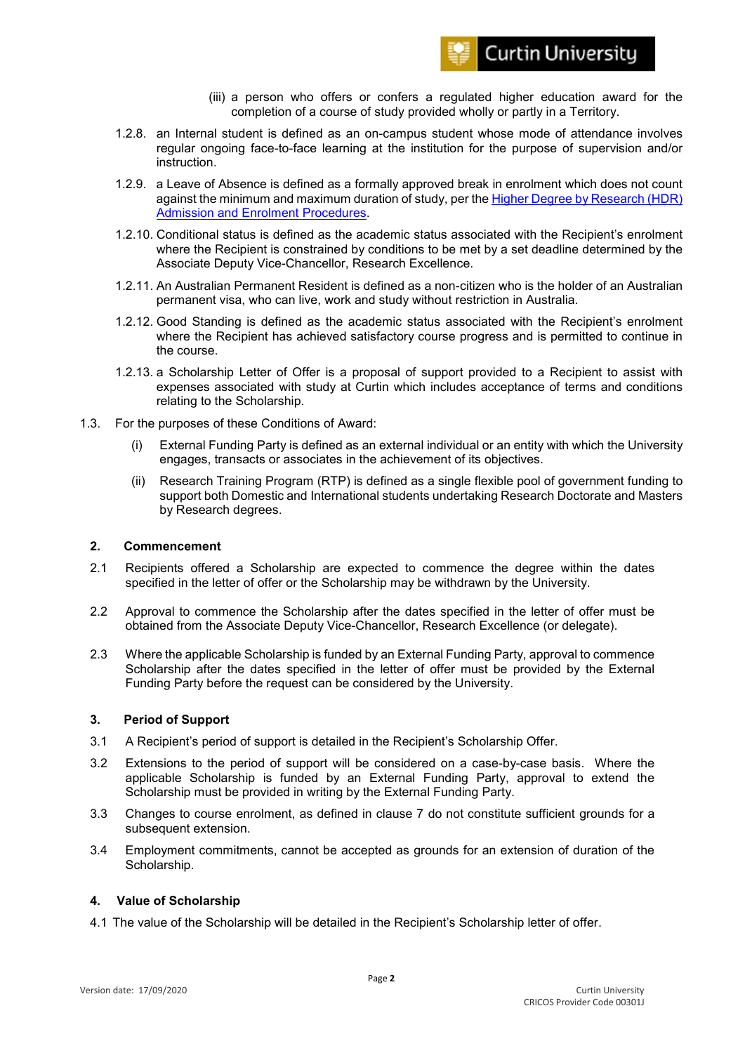(iii) a person who offers or confers a regulated higher education award for the completion of a course of study provided wholly or partly in a Territory.

1.2.8. an Internal student is defined as an on-campus student whose mode of attendance involves regular ongoing face-to-face learning at the institution for the purpose of supervision and/or instruction.

1.2.9. a Leave of Absence is defined as a formally approved break in enrolment which does not count against the minimum and maximum duration of study, per the [Higher Degree by Research (HDR) Admission and Enrolment Procedures](#).

1.2.10. Conditional status is defined as the academic status associated with the Recipient's enrolment where the Recipient is constrained by conditions to be met by a set deadline determined by the Associate Deputy Vice-Chancellor, Research Excellence.

1.2.11. An Australian Permanent Resident is defined as a non-citizen who is the holder of an Australian permanent visa, who can live, work and study without restriction in Australia.

1.2.12. Good Standing is defined as the academic status associated with the Recipient's enrolment where the Recipient has achieved satisfactory course progress and is permitted to continue in the course.

1.2.13. a Scholarship Letter of Offer is a proposal of support provided to a Recipient to assist with expenses associated with study at Curtin which includes acceptance of terms and conditions relating to the Scholarship.

1.3. For the purposes of these Conditions of Award:

(i) External Funding Party is defined as an external individual or an entity with which the University engages, transacts or associates in the achievement of its objectives.

(ii) Research Training Program (RTP) is defined as a single flexible pool of government funding to support both Domestic and International students undertaking Research Doctorate and Masters by Research degrees.

## 2. Commencement

2.1 Recipients offered a Scholarship are expected to commence the degree within the dates specified in the letter of offer or the Scholarship may be withdrawn by the University.

2.2 Approval to commence the Scholarship after the dates specified in the letter of offer must be obtained from the Associate Deputy Vice-Chancellor, Research Excellence (or delegate).

2.3 Where the applicable Scholarship is funded by an External Funding Party, approval to commence Scholarship after the dates specified in the letter of offer must be provided by the External Funding Party before the request can be considered by the University.

## 3. Period of Support

3.1 A Recipient's period of support is detailed in the Recipient's Scholarship Offer.

3.2 Extensions to the period of support will be considered on a case-by-case basis. Where the applicable Scholarship is funded by an External Funding Party, approval to extend the Scholarship must be provided in writing by the External Funding Party.

3.3 Changes to course enrolment, as defined in clause 7 do not constitute sufficient grounds for a subsequent extension.

3.4 Employment commitments, cannot be accepted as grounds for an extension of duration of the Scholarship.

## 4. Value of Scholarship

4.1 The value of the Scholarship will be detailed in the Recipient's Scholarship letter of offer.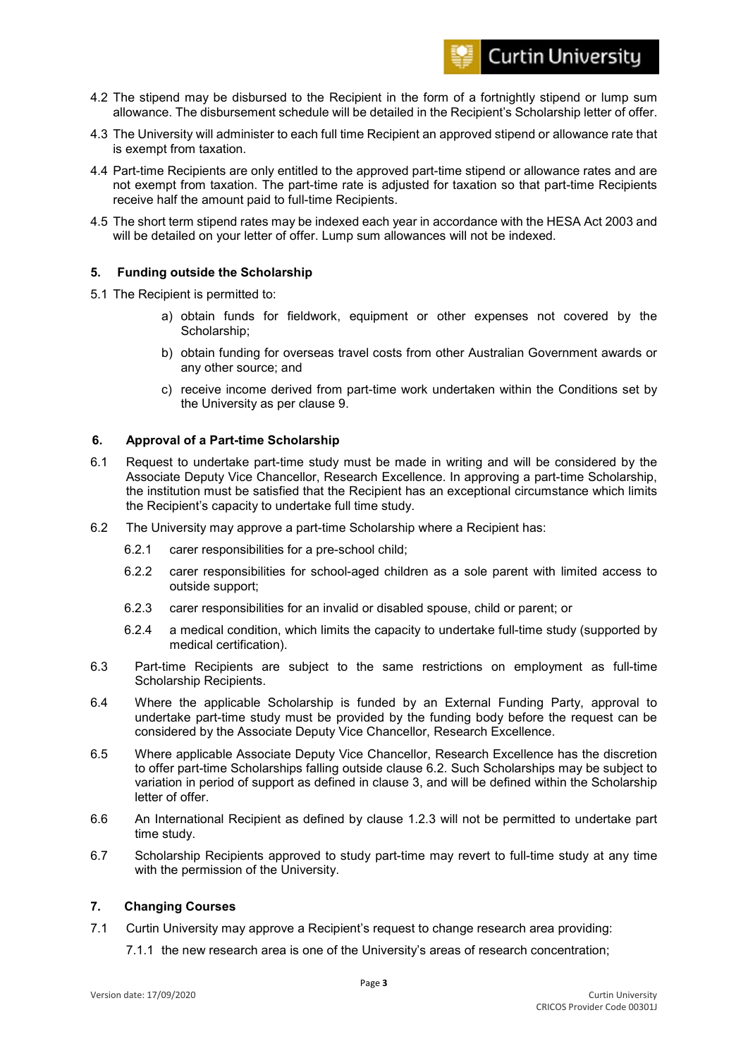4.2 The stipend may be disbursed to the Recipient in the form of a fortnightly stipend or lump sum allowance. The disbursement schedule will be detailed in the Recipient's Scholarship letter of offer.

4.3 The University will administer to each full time Recipient an approved stipend or allowance rate that is exempt from taxation.

4.4 Part-time Recipients are only entitled to the approved part-time stipend or allowance rates and are not exempt from taxation. The part-time rate is adjusted for taxation so that part-time Recipients receive half the amount paid to full-time Recipients.

4.5 The short term stipend rates may be indexed each year in accordance with the HESA Act 2003 and will be detailed on your letter of offer. Lump sum allowances will not be indexed.

## 5. Funding outside the Scholarship

5.1 The Recipient is permitted to:

a) obtain funds for fieldwork, equipment or other expenses not covered by the Scholarship;

b) obtain funding for overseas travel costs from other Australian Government awards or any other source; and

c) receive income derived from part-time work undertaken within the Conditions set by the University as per clause 9.

## 6. Approval of a Part-time Scholarship

6.1 Request to undertake part-time study must be made in writing and will be considered by the Associate Deputy Vice Chancellor, Research Excellence. In approving a part-time Scholarship, the institution must be satisfied that the Recipient has an exceptional circumstance which limits the Recipient's capacity to undertake full time study.

6.2 The University may approve a part-time Scholarship where a Recipient has:

6.2.1 carer responsibilities for a pre-school child;

6.2.2 carer responsibilities for school-aged children as a sole parent with limited access to outside support;

6.2.3 carer responsibilities for an invalid or disabled spouse, child or parent; or

6.2.4 a medical condition, which limits the capacity to undertake full-time study (supported by medical certification).

6.3 Part-time Recipients are subject to the same restrictions on employment as full-time Scholarship Recipients.

6.4 Where the applicable Scholarship is funded by an External Funding Party, approval to undertake part-time study must be provided by the funding body before the request can be considered by the Associate Deputy Vice Chancellor, Research Excellence.

6.5 Where applicable Associate Deputy Vice Chancellor, Research Excellence has the discretion to offer part-time Scholarships falling outside clause 6.2. Such Scholarships may be subject to variation in period of support as defined in clause 3, and will be defined within the Scholarship letter of offer.

6.6 An International Recipient as defined by clause 1.2.3 will not be permitted to undertake part time study.

6.7 Scholarship Recipients approved to study part-time may revert to full-time study at any time with the permission of the University.

## 7. Changing Courses

7.1 Curtin University may approve a Recipient's request to change research area providing:

7.1.1 the new research area is one of the University's areas of research concentration;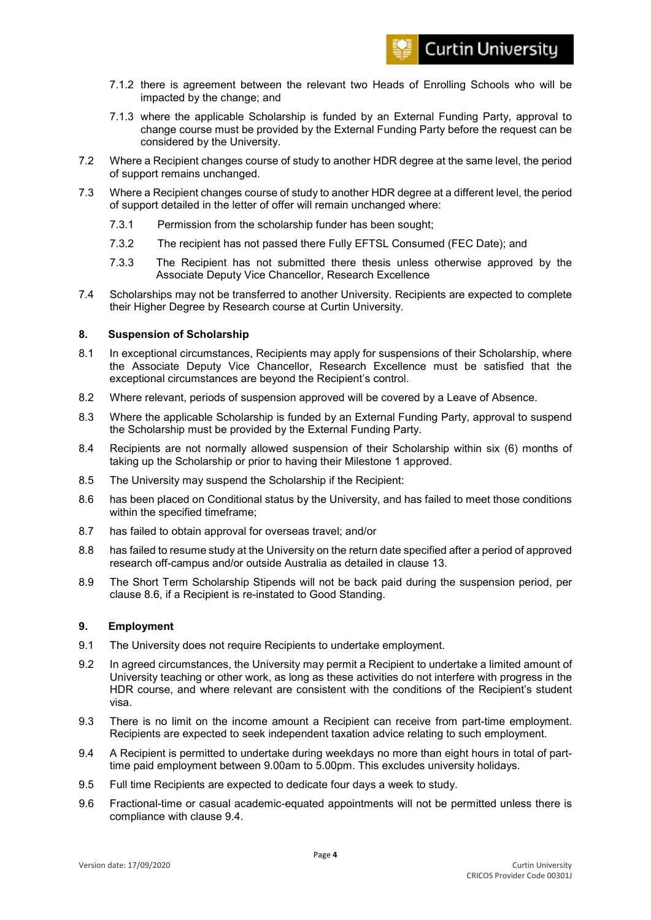7.1.2 there is agreement between the relevant two Heads of Enrolling Schools who will be impacted by the change; and

7.1.3 where the applicable Scholarship is funded by an External Funding Party, approval to change course must be provided by the External Funding Party before the request can be considered by the University.

7.2 Where a Recipient changes course of study to another HDR degree at the same level, the period of support remains unchanged.

7.3 Where a Recipient changes course of study to another HDR degree at a different level, the period of support detailed in the letter of offer will remain unchanged where:

7.3.1 Permission from the scholarship funder has been sought;

7.3.2 The recipient has not passed there Fully EFTSL Consumed (FEC Date); and

7.3.3 The Recipient has not submitted there thesis unless otherwise approved by the Associate Deputy Vice Chancellor, Research Excellence

7.4 Scholarships may not be transferred to another University. Recipients are expected to complete their Higher Degree by Research course at Curtin University.

## 8. Suspension of Scholarship

8.1 In exceptional circumstances, Recipients may apply for suspensions of their Scholarship, where the Associate Deputy Vice Chancellor, Research Excellence must be satisfied that the exceptional circumstances are beyond the Recipient's control.

8.2 Where relevant, periods of suspension approved will be covered by a Leave of Absence.

8.3 Where the applicable Scholarship is funded by an External Funding Party, approval to suspend the Scholarship must be provided by the External Funding Party.

8.4 Recipients are not normally allowed suspension of their Scholarship within six (6) months of taking up the Scholarship or prior to having their Milestone 1 approved.

8.5 The University may suspend the Scholarship if the Recipient:

8.6 has been placed on Conditional status by the University, and has failed to meet those conditions within the specified timeframe;

8.7 has failed to obtain approval for overseas travel; and/or

8.8 has failed to resume study at the University on the return date specified after a period of approved research off-campus and/or outside Australia as detailed in clause 13.

8.9 The Short Term Scholarship Stipends will not be back paid during the suspension period, per clause 8.6, if a Recipient is re-instated to Good Standing.

## 9. Employment

9.1 The University does not require Recipients to undertake employment.

9.2 In agreed circumstances, the University may permit a Recipient to undertake a limited amount of University teaching or other work, as long as these activities do not interfere with progress in the HDR course, and where relevant are consistent with the conditions of the Recipient's student visa.

9.3 There is no limit on the income amount a Recipient can receive from part-time employment. Recipients are expected to seek independent taxation advice relating to such employment.

9.4 A Recipient is permitted to undertake during weekdays no more than eight hours in total of part-time paid employment between 9.00am to 5.00pm. This excludes university holidays.

9.5 Full time Recipients are expected to dedicate four days a week to study.

9.6 Fractional-time or casual academic-equated appointments will not be permitted unless there is compliance with clause 9.4.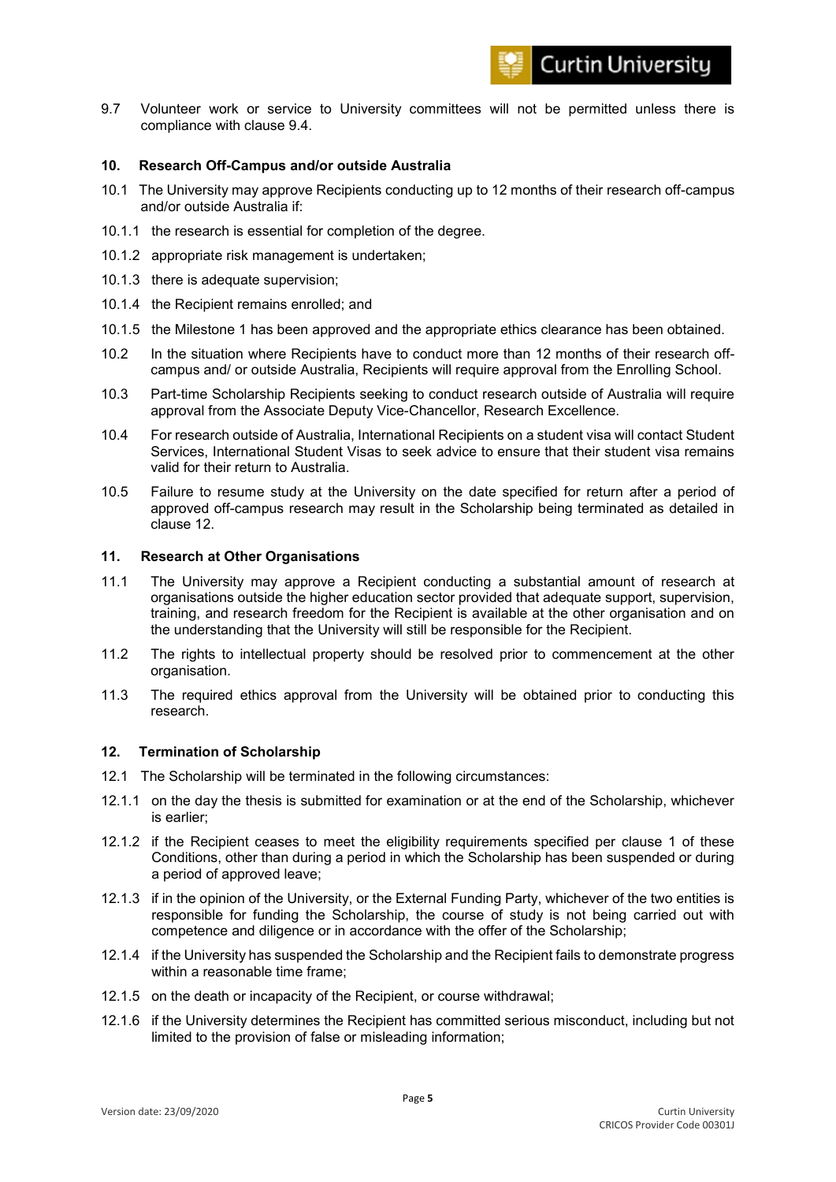9.7 Volunteer work or service to University committees will not be permitted unless there is compliance with clause 9.4.

## 10. Research Off-Campus and/or outside Australia

10.1 The University may approve Recipients conducting up to 12 months of their research off-campus and/or outside Australia if:

10.1.1 the research is essential for completion of the degree.

10.1.2 appropriate risk management is undertaken;

10.1.3 there is adequate supervision;

10.1.4 the Recipient remains enrolled; and

10.1.5 the Milestone 1 has been approved and the appropriate ethics clearance has been obtained.

10.2 In the situation where Recipients have to conduct more than 12 months of their research off-campus and/ or outside Australia, Recipients will require approval from the Enrolling School.

10.3 Part-time Scholarship Recipients seeking to conduct research outside of Australia will require approval from the Associate Deputy Vice-Chancellor, Research Excellence.

10.4 For research outside of Australia, International Recipients on a student visa will contact Student Services, International Student Visas to seek advice to ensure that their student visa remains valid for their return to Australia.

10.5 Failure to resume study at the University on the date specified for return after a period of approved off-campus research may result in the Scholarship being terminated as detailed in clause 12.

## 11. Research at Other Organisations

11.1 The University may approve a Recipient conducting a substantial amount of research at organisations outside the higher education sector provided that adequate support, supervision, training, and research freedom for the Recipient is available at the other organisation and on the understanding that the University will still be responsible for the Recipient.

11.2 The rights to intellectual property should be resolved prior to commencement at the other organisation.

11.3 The required ethics approval from the University will be obtained prior to conducting this research.

## 12. Termination of Scholarship

12.1 The Scholarship will be terminated in the following circumstances:

12.1.1 on the day the thesis is submitted for examination or at the end of the Scholarship, whichever is earlier;

12.1.2 if the Recipient ceases to meet the eligibility requirements specified per clause 1 of these Conditions, other than during a period in which the Scholarship has been suspended or during a period of approved leave;

12.1.3 if in the opinion of the University, or the External Funding Party, whichever of the two entities is responsible for funding the Scholarship, the course of study is not being carried out with competence and diligence or in accordance with the offer of the Scholarship;

12.1.4 if the University has suspended the Scholarship and the Recipient fails to demonstrate progress within a reasonable time frame;

12.1.5 on the death or incapacity of the Recipient, or course withdrawal;

12.1.6 if the University determines the Recipient has committed serious misconduct, including but not limited to the provision of false or misleading information;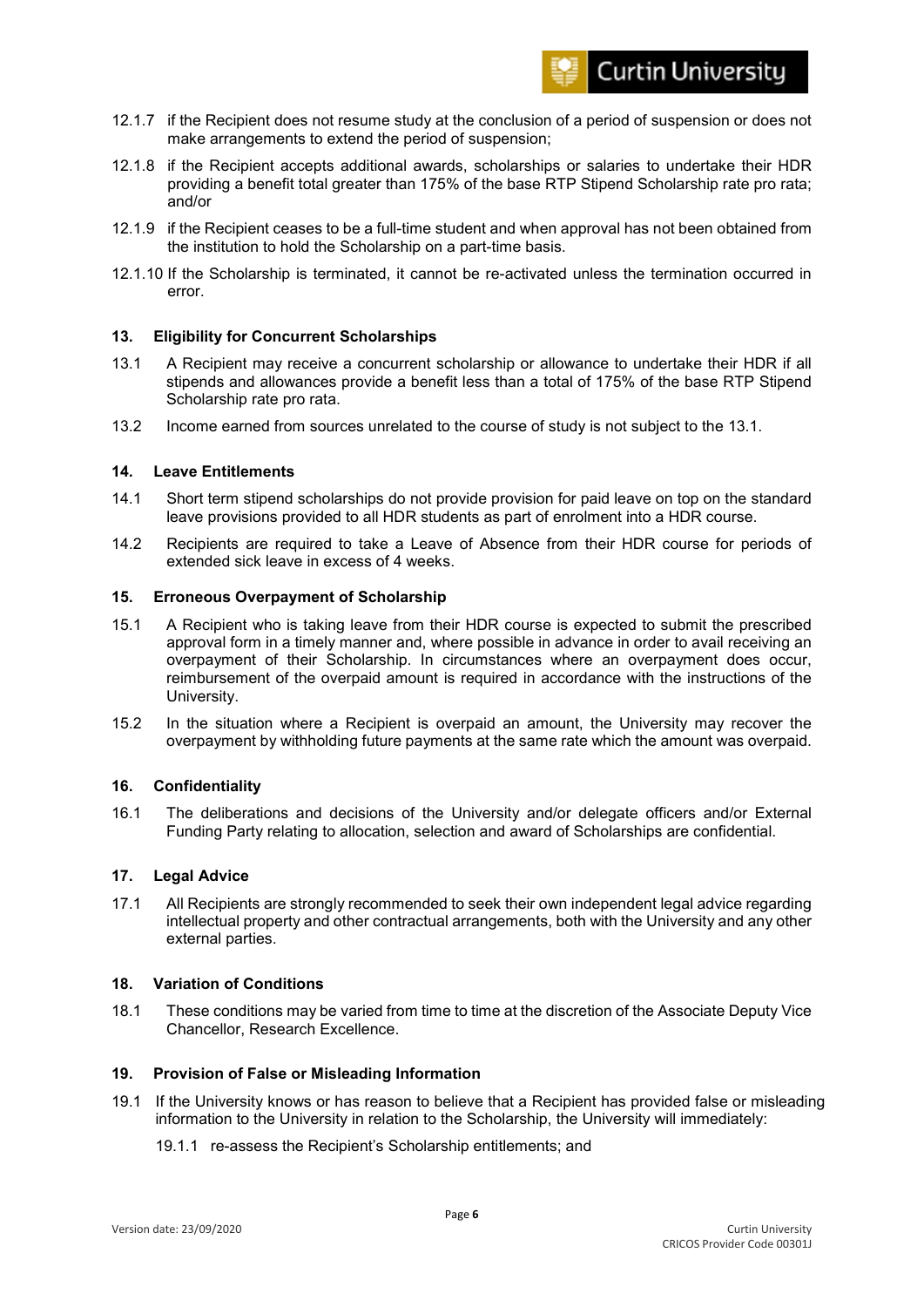12.1.7 if the Recipient does not resume study at the conclusion of a period of suspension or does not make arrangements to extend the period of suspension;

12.1.8 if the Recipient accepts additional awards, scholarships or salaries to undertake their HDR providing a benefit total greater than 175% of the base RTP Stipend Scholarship rate pro rata; and/or

12.1.9 if the Recipient ceases to be a full-time student and when approval has not been obtained from the institution to hold the Scholarship on a part-time basis.

12.1.10 If the Scholarship is terminated, it cannot be re-activated unless the termination occurred in error.

## 13. Eligibility for Concurrent Scholarships

13.1 A Recipient may receive a concurrent scholarship or allowance to undertake their HDR if all stipends and allowances provide a benefit less than a total of 175% of the base RTP Stipend Scholarship rate pro rata.

13.2 Income earned from sources unrelated to the course of study is not subject to the 13.1.

## 14. Leave Entitlements

14.1 Short term stipend scholarships do not provide provision for paid leave on top on the standard leave provisions provided to all HDR students as part of enrolment into a HDR course.

14.2 Recipients are required to take a Leave of Absence from their HDR course for periods of extended sick leave in excess of 4 weeks.

## 15. Erroneous Overpayment of Scholarship

15.1 A Recipient who is taking leave from their HDR course is expected to submit the prescribed approval form in a timely manner and, where possible in advance in order to avail receiving an overpayment of their Scholarship. In circumstances where an overpayment does occur, reimbursement of the overpaid amount is required in accordance with the instructions of the University.

15.2 In the situation where a Recipient is overpaid an amount, the University may recover the overpayment by withholding future payments at the same rate which the amount was overpaid.

## 16. Confidentiality

16.1 The deliberations and decisions of the University and/or delegate officers and/or External Funding Party relating to allocation, selection and award of Scholarships are confidential.

## 17. Legal Advice

17.1 All Recipients are strongly recommended to seek their own independent legal advice regarding intellectual property and other contractual arrangements, both with the University and any other external parties.

## 18. Variation of Conditions

18.1 These conditions may be varied from time to time at the discretion of the Associate Deputy Vice Chancellor, Research Excellence.

## 19. Provision of False or Misleading Information

19.1 If the University knows or has reason to believe that a Recipient has provided false or misleading information to the University in relation to the Scholarship, the University will immediately:

19.1.1 re-assess the Recipient's Scholarship entitlements; and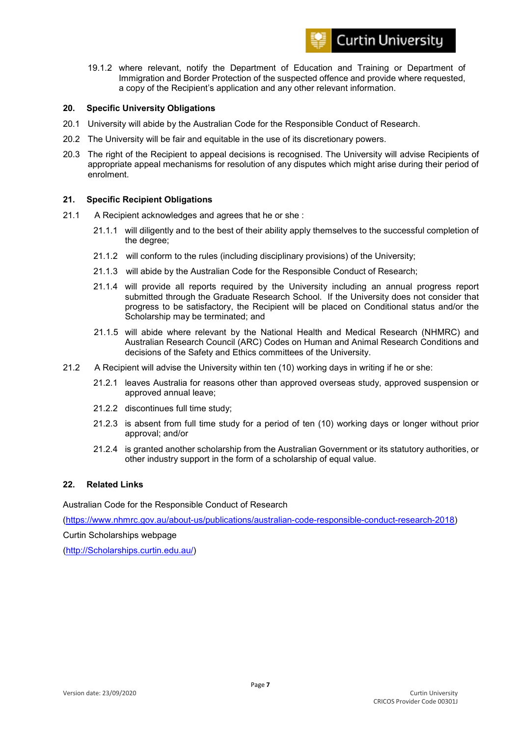19.1.2 where relevant, notify the Department of Education and Training or Department of Immigration and Border Protection of the suspected offence and provide where requested, a copy of the Recipient's application and any other relevant information.

## 20. Specific University Obligations

20.1 University will abide by the Australian Code for the Responsible Conduct of Research.

20.2 The University will be fair and equitable in the use of its discretionary powers.

20.3 The right of the Recipient to appeal decisions is recognised. The University will advise Recipients of appropriate appeal mechanisms for resolution of any disputes which might arise during their period of enrolment.

## 21. Specific Recipient Obligations

21.1 A Recipient acknowledges and agrees that he or she :

21.1.1 will diligently and to the best of their ability apply themselves to the successful completion of the degree;

21.1.2 will conform to the rules (including disciplinary provisions) of the University;

21.1.3 will abide by the Australian Code for the Responsible Conduct of Research;

21.1.4 will provide all reports required by the University including an annual progress report submitted through the Graduate Research School. If the University does not consider that progress to be satisfactory, the Recipient will be placed on Conditional status and/or the Scholarship may be terminated; and

21.1.5 will abide where relevant by the National Health and Medical Research (NHMRC) and Australian Research Council (ARC) Codes on Human and Animal Research Conditions and decisions of the Safety and Ethics committees of the University.

21.2 A Recipient will advise the University within ten (10) working days in writing if he or she:

21.2.1 leaves Australia for reasons other than approved overseas study, approved suspension or approved annual leave;

21.2.2 discontinues full time study;

21.2.3 is absent from full time study for a period of ten (10) working days or longer without prior approval; and/or

21.2.4 is granted another scholarship from the Australian Government or its statutory authorities, or other industry support in the form of a scholarship of equal value.

## 22. Related Links

Australian Code for the Responsible Conduct of Research

(https://www.nhmrc.gov.au/about-us/publications/australian-code-responsible-conduct-research-2018)

Curtin Scholarships webpage

(http://Scholarships.curtin.edu.au/)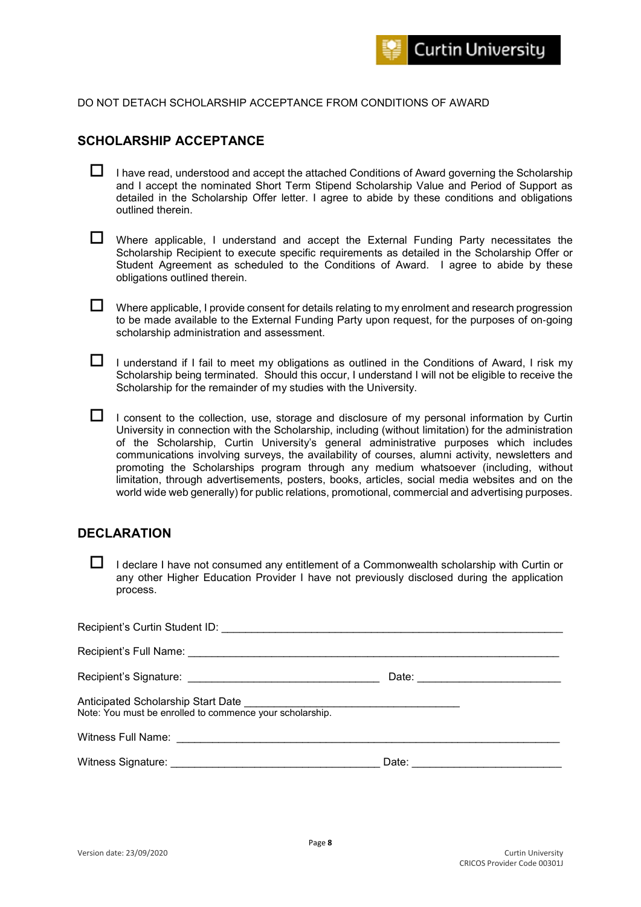DO NOT DETACH SCHOLARSHIP ACCEPTANCE FROM CONDITIONS OF AWARD

## SCHOLARSHIP ACCEPTANCE

- ☐ I have read, understood and accept the attached Conditions of Award governing the Scholarship and I accept the nominated Short Term Stipend Scholarship Value and Period of Support as detailed in the Scholarship Offer letter. I agree to abide by these conditions and obligations outlined therein.

- ☐ Where applicable, I understand and accept the External Funding Party necessitates the Scholarship Recipient to execute specific requirements as detailed in the Scholarship Offer or Student Agreement as scheduled to the Conditions of Award. I agree to abide by these obligations outlined therein.

- ☐ Where applicable, I provide consent for details relating to my enrolment and research progression to be made available to the External Funding Party upon request, for the purposes of on-going scholarship administration and assessment.

- ☐ I understand if I fail to meet my obligations as outlined in the Conditions of Award, I risk my Scholarship being terminated. Should this occur, I understand I will not be eligible to receive the Scholarship for the remainder of my studies with the University.

- ☐ I consent to the collection, use, storage and disclosure of my personal information by Curtin University in connection with the Scholarship, including (without limitation) for the administration of the Scholarship, Curtin University's general administrative purposes which includes communications involving surveys, the availability of courses, alumni activity, newsletters and promoting the Scholarships program through any medium whatsoever (including, without limitation, through advertisements, posters, books, articles, social media websites and on the world wide web generally) for public relations, promotional, commercial and advertising purposes.

## DECLARATION

- ☐ I declare I have not consumed any entitlement of a Commonwealth scholarship with Curtin or any other Higher Education Provider I have not previously disclosed during the application process.

Recipient's Curtin Student ID: ______________________________

Recipient's Full Name: ______________________________

Recipient's Signature: ______________________________ Date: ____________________

Anticipated Scholarship Start Date ______________________________
Note: You must be enrolled to commence your scholarship.

Witness Full Name: ______________________________

Witness Signature: ______________________________ Date: ____________________

Version date: 23/09/2020

Curtin University
CRICOS Provider Code 00301J